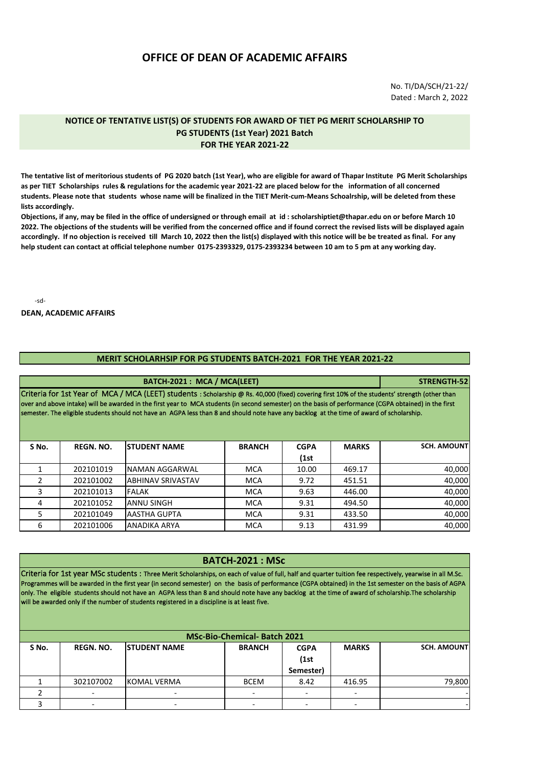# OFFICE OF DEAN OF ACADEMIC AFFAIRS

No. TI/DA/SCH/21-22/
Dated : March 2, 2022

## NOTICE OF TENTATIVE LIST(S) OF STUDENTS FOR AWARD OF TIET PG MERIT SCHOLARSHIP TO PG STUDENTS (1st Year) 2021 Batch FOR THE YEAR 2021-22

**The tentative list of meritorious students of PG 2020 batch (1st Year), who are eligible for award of Thapar Institute PG Merit Scholarships as per TIET Scholarships rules & regulations for the academic year 2021-22 are placed below for the information of all concerned students. Please note that students whose name will be finalized in the TIET Merit-cum-Means Schoalrship, will be deleted from these lists accordingly.**

**Objections, if any, may be filed in the office of undersigned or through email at id : scholarshiptiet@thapar.edu on or before March 10 2022. The objections of the students will be verified from the concerned office and if found correct the revised lists will be displayed again accordingly. If no objection is received till March 10, 2022 then the list(s) displayed with this notice will be be treated as final. For any help student can contact at official telephone number 0175-2393329, 0175-2393234 between 10 am to 5 pm at any working day.**

-sd-

**DEAN, ACADEMIC AFFAIRS**

### MERIT SCHOLARHSIP FOR PG STUDENTS BATCH-2021 FOR THE YEAR 2021-22

**BATCH-2021 : MCA / MCA(LEET)** — **STRENGTH-52**

Criteria for 1st Year of MCA / MCA (LEET) students : Scholarship @ Rs. 40,000 (fixed) covering first 10% of the students' strength (other than over and above intake) will be awarded in the first year to MCA students (in second semester) on the basis of performance (CGPA obtained) in the first semester. The eligible students should not have an AGPA less than 8 and should note have any backlog at the time of award of scholarship.

| S No. | REGN. NO. | STUDENT NAME | BRANCH | CGPA (1st | MARKS | SCH. AMOUNT |
|---|---|---|---|---|---|---|
| 1 | 202101019 | NAMAN AGGARWAL | MCA | 10.00 | 469.17 | 40,000 |
| 2 | 202101002 | ABHINAV SRIVASTAV | MCA | 9.72 | 451.51 | 40,000 |
| 3 | 202101013 | FALAK | MCA | 9.63 | 446.00 | 40,000 |
| 4 | 202101052 | ANNU SINGH | MCA | 9.31 | 494.50 | 40,000 |
| 5 | 202101049 | AASTHA GUPTA | MCA | 9.31 | 433.50 | 40,000 |
| 6 | 202101006 | ANADIKA ARYA | MCA | 9.13 | 431.99 | 40,000 |

### BATCH-2021 : MSc

Criteria for 1st year MSc students : Three Merit Scholarships, on each of value of full, half and quarter tuition fee respectively, yearwise in all M.Sc. Programmes will be awarded in the first year (in second semester) on the basis of performance (CGPA obtained) in the 1st semester on the basis of AGPA only. The eligible students should not have an AGPA less than 8 and should note have any backlog at the time of award of scholarship.The scholarship will be awarded only if the number of students registered in a discipline is at least five.

**MSc-Bio-Chemical- Batch 2021**

| S No. | REGN. NO. | STUDENT NAME | BRANCH | CGPA (1st Semester) | MARKS | SCH. AMOUNT |
|---|---|---|---|---|---|---|
| 1 | 302107002 | KOMAL VERMA | BCEM | 8.42 | 416.95 | 79,800 |
| 2 | - | - | - | - | - | - |
| 3 | - | - | - | - | - | - |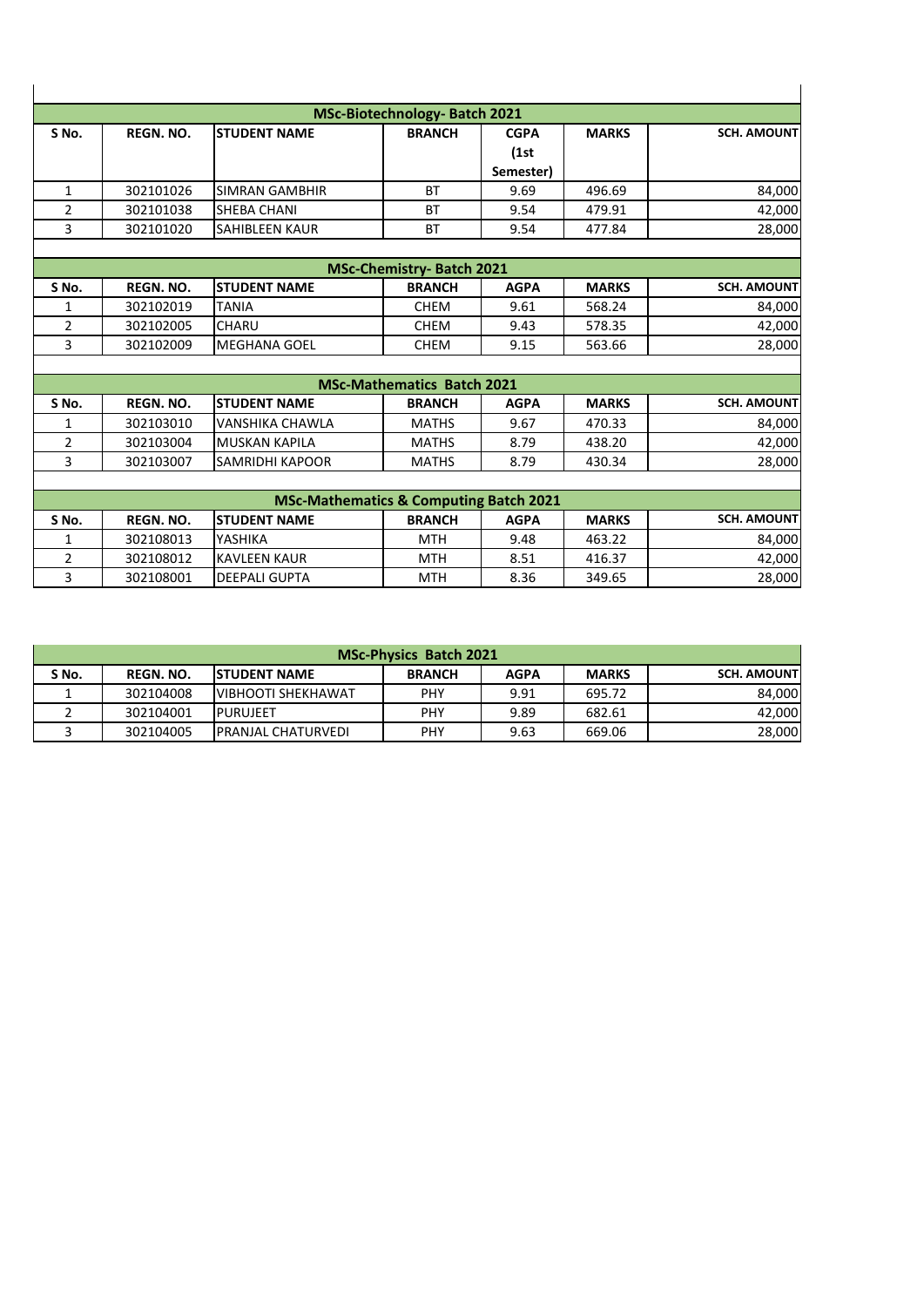| MSc-Biotechnology- Batch 2021 | | | | | | |
|---|---|---|---|---|---|---|
| S No. | REGN. NO. | STUDENT NAME | BRANCH | CGPA (1st Semester) | MARKS | SCH. AMOUNT |
| 1 | 302101026 | SIMRAN GAMBHIR | BT | 9.69 | 496.69 | 84,000 |
| 2 | 302101038 | SHEBA CHANI | BT | 9.54 | 479.91 | 42,000 |
| 3 | 302101020 | SAHIBLEEN KAUR | BT | 9.54 | 477.84 | 28,000 |

| MSc-Chemistry- Batch 2021 | | | | | | |
|---|---|---|---|---|---|---|
| S No. | REGN. NO. | STUDENT NAME | BRANCH | AGPA | MARKS | SCH. AMOUNT |
| 1 | 302102019 | TANIA | CHEM | 9.61 | 568.24 | 84,000 |
| 2 | 302102005 | CHARU | CHEM | 9.43 | 578.35 | 42,000 |
| 3 | 302102009 | MEGHANA GOEL | CHEM | 9.15 | 563.66 | 28,000 |

| MSc-Mathematics Batch 2021 | | | | | | |
|---|---|---|---|---|---|---|
| S No. | REGN. NO. | STUDENT NAME | BRANCH | AGPA | MARKS | SCH. AMOUNT |
| 1 | 302103010 | VANSHIKA CHAWLA | MATHS | 9.67 | 470.33 | 84,000 |
| 2 | 302103004 | MUSKAN KAPILA | MATHS | 8.79 | 438.20 | 42,000 |
| 3 | 302103007 | SAMRIDHI KAPOOR | MATHS | 8.79 | 430.34 | 28,000 |

| MSc-Mathematics & Computing Batch 2021 | | | | | | |
|---|---|---|---|---|---|---|
| S No. | REGN. NO. | STUDENT NAME | BRANCH | AGPA | MARKS | SCH. AMOUNT |
| 1 | 302108013 | YASHIKA | MTH | 9.48 | 463.22 | 84,000 |
| 2 | 302108012 | KAVLEEN KAUR | MTH | 8.51 | 416.37 | 42,000 |
| 3 | 302108001 | DEEPALI GUPTA | MTH | 8.36 | 349.65 | 28,000 |

| MSc-Physics Batch 2021 | | | | | | |
|---|---|---|---|---|---|---|
| S No. | REGN. NO. | STUDENT NAME | BRANCH | AGPA | MARKS | SCH. AMOUNT |
| 1 | 302104008 | VIBHOOTI SHEKHAWAT | PHY | 9.91 | 695.72 | 84,000 |
| 2 | 302104001 | PURUJEET | PHY | 9.89 | 682.61 | 42,000 |
| 3 | 302104005 | PRANJAL CHATURVEDI | PHY | 9.63 | 669.06 | 28,000 |